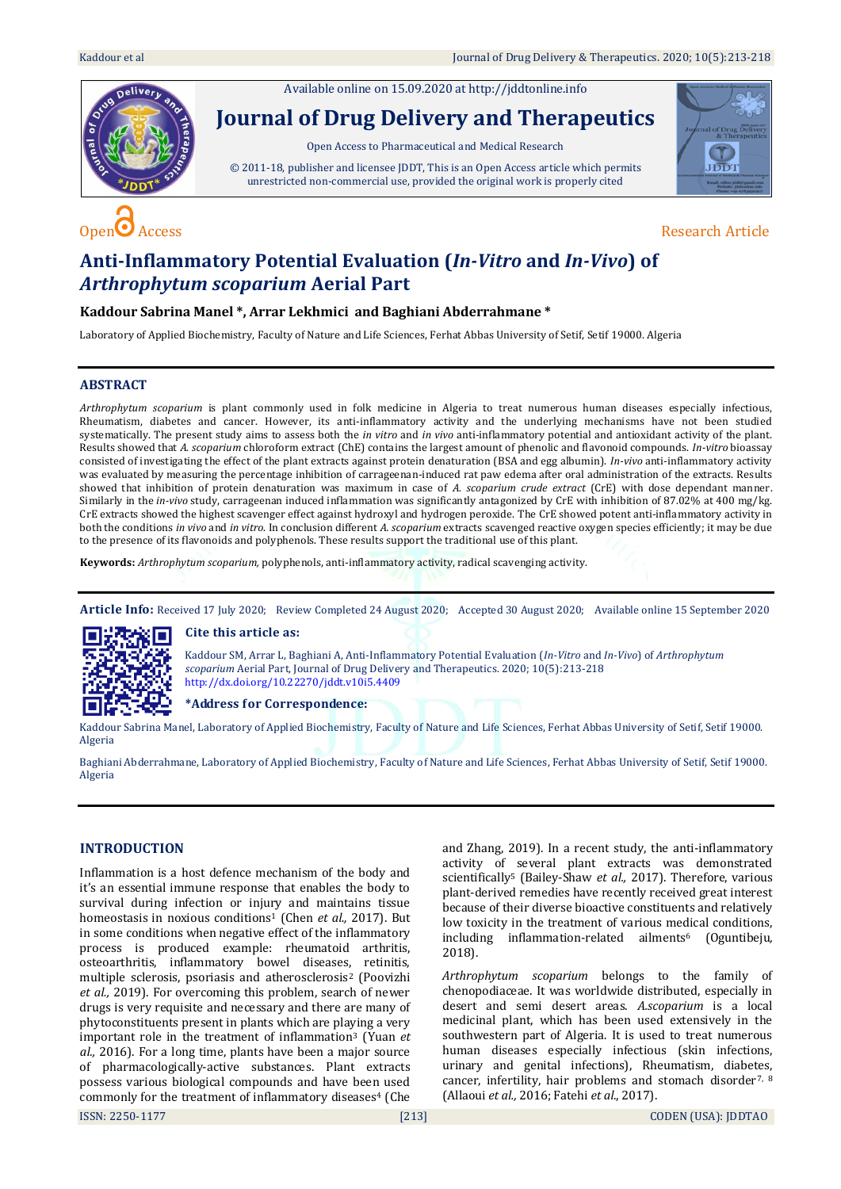Open Access | Research Article

# Anti-Inflammatory Potential Evaluation (*In-Vitro* and *In-Vivo*) of *Arthrophytum scoparium* Aerial Part

**Kaddour Sabrina Manel \*, Arrar Lekhmici and Baghiani Abderrahmane \***

Laboratory of Applied Biochemistry, Faculty of Nature and Life Sciences, Ferhat Abbas University of Setif, Setif 19000. Algeria

## ABSTRACT

*Arthrophytum scoparium* is plant commonly used in folk medicine in Algeria to treat numerous human diseases especially infectious, Rheumatism, diabetes and cancer. However, its anti-inflammatory activity and the underlying mechanisms have not been studied systematically. The present study aims to assess both the *in vitro* and *in vivo* anti-inflammatory potential and antioxidant activity of the plant. Results showed that *A. scoparium* chloroform extract (ChE) contains the largest amount of phenolic and flavonoid compounds. *In-vitro* bioassay consisted of investigating the effect of the plant extracts against protein denaturation (BSA and egg albumin). *In-vivo* anti-inflammatory activity was evaluated by measuring the percentage inhibition of carrageenan-induced rat paw edema after oral administration of the extracts. Results showed that inhibition of protein denaturation was maximum in case of *A. scoparium crude extract* (CrE) with dose dependant manner. Similarly in the *in-vivo* study, carrageenan induced inflammation was significantly antagonized by CrE with inhibition of 87.02% at 400 mg/kg. CrE extracts showed the highest scavenger effect against hydroxyl and hydrogen peroxide. The CrE showed potent anti-inflammatory activity in both the conditions *in vivo* and *in vitro*. In conclusion different *A. scoparium* extracts scavenged reactive oxygen species efficiently; it may be due to the presence of its flavonoids and polyphenols. These results support the traditional use of this plant.

**Keywords:** *Arthrophytum scoparium*, polyphenols, anti-inflammatory activity, radical scavenging activity.

**Article Info:** Received 17 July 2020; Review Completed 24 August 2020; Accepted 30 August 2020; Available online 15 September 2020

**Cite this article as:**

Kaddour SM, Arrar L, Baghiani A, Anti-Inflammatory Potential Evaluation (*In-Vitro* and *In-Vivo*) of *Arthrophytum scoparium* Aerial Part, Journal of Drug Delivery and Therapeutics. 2020; 10(5):213-218 http://dx.doi.org/10.22270/jddt.v10i5.4409

**\*Address for Correspondence:**

Kaddour Sabrina Manel, Laboratory of Applied Biochemistry, Faculty of Nature and Life Sciences, Ferhat Abbas University of Setif, Setif 19000. Algeria

Baghiani Abderrahmane, Laboratory of Applied Biochemistry, Faculty of Nature and Life Sciences, Ferhat Abbas University of Setif, Setif 19000. Algeria

## INTRODUCTION

Inflammation is a host defence mechanism of the body and it's an essential immune response that enables the body to survival during infection or injury and maintains tissue homeostasis in noxious conditions[1] (Chen *et al.,* 2017). But in some conditions when negative effect of the inflammatory process is produced example: rheumatoid arthritis, osteoarthritis, inflammatory bowel diseases, retinitis, multiple sclerosis, psoriasis and atherosclerosis[2] (Poovizhi *et al.,* 2019). For overcoming this problem, search of newer drugs is very requisite and necessary and there are many of phytoconstituents present in plants which are playing a very important role in the treatment of inflammation[3] (Yuan *et al.,* 2016). For a long time, plants have been a major source of pharmacologically-active substances. Plant extracts possess various biological compounds and have been used commonly for the treatment of inflammatory diseases[4] (Che and Zhang, 2019). In a recent study, the anti-inflammatory activity of several plant extracts was demonstrated scientifically[5] (Bailey-Shaw *et al.,* 2017). Therefore, various plant-derived remedies have recently received great interest because of their diverse bioactive constituents and relatively low toxicity in the treatment of various medical conditions, including inflammation-related ailments[6] (Oguntibeju, 2018).

*Arthrophytum scoparium* belongs to the family of chenopodiaceae. It was worldwide distributed, especially in desert and semi desert areas. *A.scoparium* is a local medicinal plant, which has been used extensively in the southwestern part of Algeria. It is used to treat numerous human diseases especially infectious (skin infections, urinary and genital infections), Rheumatism, diabetes, cancer, infertility, hair problems and stomach disorder[7, 8] (Allaoui *et al.,* 2016; Fatehi *et al.,* 2017).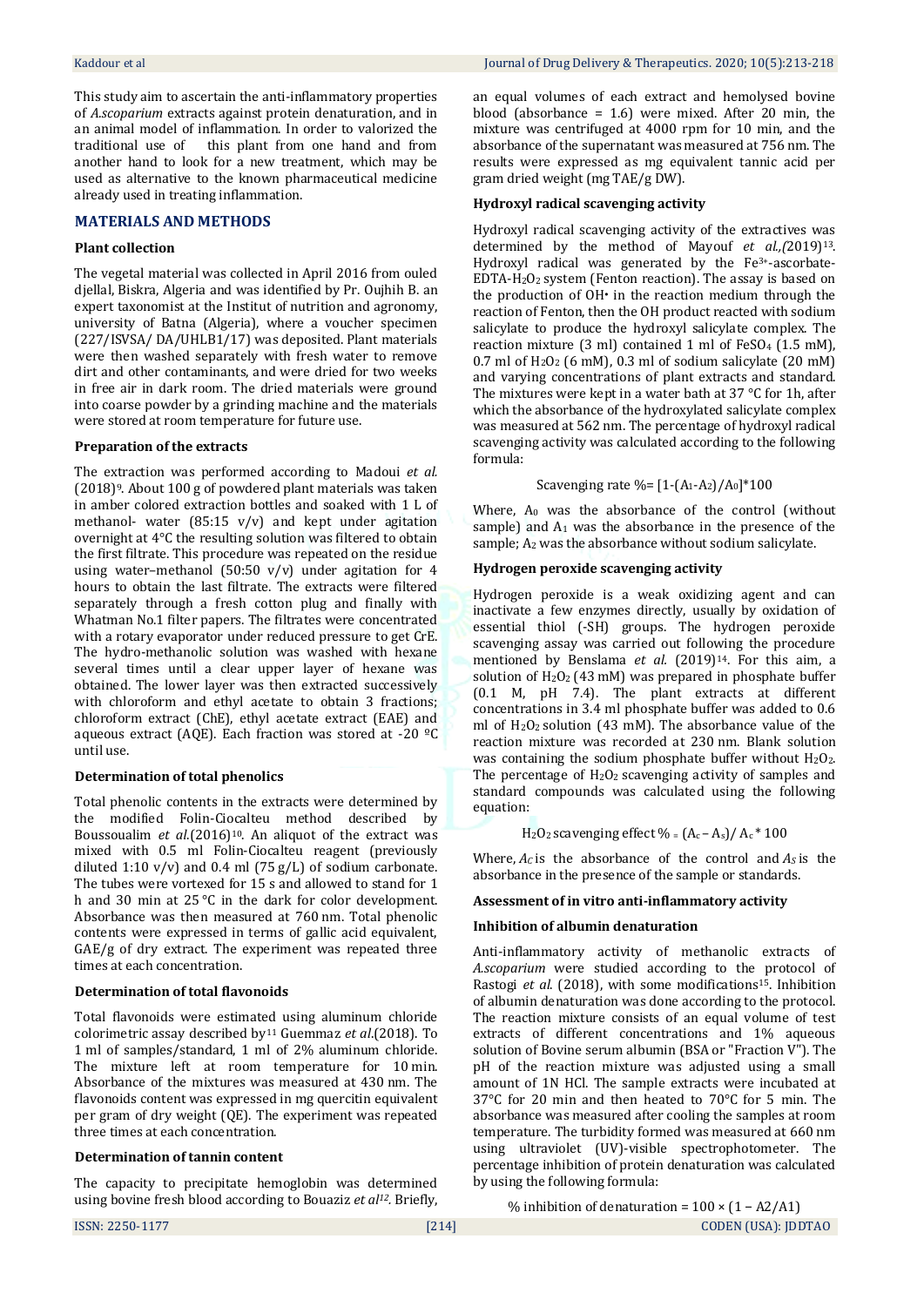This study aim to ascertain the anti-inflammatory properties of *A.scoparium* extracts against protein denaturation, and in an animal model of inflammation. In order to valorized the traditional use of this plant from one hand and from another hand to look for a new treatment, which may be used as alternative to the known pharmaceutical medicine already used in treating inflammation.

## MATERIALS AND METHODS

### Plant collection

The vegetal material was collected in April 2016 from ouled djellal, Biskra, Algeria and was identified by Pr. Oujhih B. an expert taxonomist at the Institut of nutrition and agronomy, university of Batna (Algeria), where a voucher specimen (227/ISVSA/ DA/UHLB1/17) was deposited. Plant materials were then washed separately with fresh water to remove dirt and other contaminants, and were dried for two weeks in free air in dark room. The dried materials were ground into coarse powder by a grinding machine and the materials were stored at room temperature for future use.

### Preparation of the extracts

The extraction was performed according to Madoui *et al.* (2018)[9]. About 100 g of powdered plant materials was taken in amber colored extraction bottles and soaked with 1 L of methanol- water (85:15 v/v) and kept under agitation overnight at 4°C the resulting solution was filtered to obtain the first filtrate. This procedure was repeated on the residue using water–methanol (50:50 v/v) under agitation for 4 hours to obtain the last filtrate. The extracts were filtered separately through a fresh cotton plug and finally with Whatman No.1 filter papers. The filtrates were concentrated with a rotary evaporator under reduced pressure to get CrE. The hydro-methanolic solution was washed with hexane several times until a clear upper layer of hexane was obtained. The lower layer was then extracted successively with chloroform and ethyl acetate to obtain 3 fractions; chloroform extract (ChE), ethyl acetate extract (EAE) and aqueous extract (AQE). Each fraction was stored at -20 ºC until use.

### Determination of total phenolics

Total phenolic contents in the extracts were determined by the modified Folin-Ciocalteu method described by Boussoualim *et al.*(2016)[10]. An aliquot of the extract was mixed with 0.5 ml Folin-Ciocalteu reagent (previously diluted 1:10 v/v) and 0.4 ml (75 g/L) of sodium carbonate. The tubes were vortexed for 15 s and allowed to stand for 1 h and 30 min at 25 °C in the dark for color development. Absorbance was then measured at 760 nm. Total phenolic contents were expressed in terms of gallic acid equivalent, GAE/g of dry extract. The experiment was repeated three times at each concentration.

### Determination of total flavonoids

Total flavonoids were estimated using aluminum chloride colorimetric assay described by[11] Guemmaz *et al.*(2018). To 1 ml of samples/standard, 1 ml of 2% aluminum chloride. The mixture left at room temperature for 10 min. Absorbance of the mixtures was measured at 430 nm. The flavonoids content was expressed in mg quercitin equivalent per gram of dry weight (QE). The experiment was repeated three times at each concentration.

### Determination of tannin content

The capacity to precipitate hemoglobin was determined using bovine fresh blood according to Bouaziz *et al*[12]. Briefly, an equal volumes of each extract and hemolysed bovine blood (absorbance = 1.6) were mixed. After 20 min, the mixture was centrifuged at 4000 rpm for 10 min, and the absorbance of the supernatant was measured at 756 nm. The results were expressed as mg equivalent tannic acid per gram dried weight (mg TAE/g DW).

### Hydroxyl radical scavenging activity

Hydroxyl radical scavenging activity of the extractives was determined by the method of Mayouf *et al.,(*2019)[13]. Hydroxyl radical was generated by the $Fe^{3+}$-ascorbate-EDTA-$H_2O_2$ system (Fenton reaction). The assay is based on the production of OH• in the reaction medium through the reaction of Fenton, then the OH product reacted with sodium salicylate to produce the hydroxyl salicylate complex. The reaction mixture (3 ml) contained 1 ml of $FeSO_4$ (1.5 mM), 0.7 ml of $H_2O_2$ (6 mM), 0.3 ml of sodium salicylate (20 mM) and varying concentrations of plant extracts and standard. The mixtures were kept in a water bath at 37 °C for 1h, after which the absorbance of the hydroxylated salicylate complex was measured at 562 nm. The percentage of hydroxyl radical scavenging activity was calculated according to the following formula:

$$\text{Scavenging rate } \% = [1-(A_1-A_2)/A_0]*100$$

Where, $A_0$ was the absorbance of the control (without sample) and $A_1$ was the absorbance in the presence of the sample; $A_2$ was the absorbance without sodium salicylate.

### Hydrogen peroxide scavenging activity

Hydrogen peroxide is a weak oxidizing agent and can inactivate a few enzymes directly, usually by oxidation of essential thiol (-SH) groups. The hydrogen peroxide scavenging assay was carried out following the procedure mentioned by Benslama *et al.* (2019)[14]. For this aim, a solution of $H_2O_2$ (43 mM) was prepared in phosphate buffer (0.1 M, pH 7.4). The plant extracts at different concentrations in 3.4 ml phosphate buffer was added to 0.6 ml of $H_2O_2$ solution (43 mM). The absorbance value of the reaction mixture was recorded at 230 nm. Blank solution was containing the sodium phosphate buffer without $H_2O_2$. The percentage of $H_2O_2$ scavenging activity of samples and standard compounds was calculated using the following equation:

$$H_2O_2 \text{ scavenging effect } \% = (A_c - A_s)/ A_c * 100$$

Where, $A_C$ is the absorbance of the control and $A_S$ is the absorbance in the presence of the sample or standards.

### Assessment of in vitro anti-inflammatory activity

### Inhibition of albumin denaturation

Anti-inflammatory activity of methanolic extracts of *A.scoparium* were studied according to the protocol of Rastogi *et al.* (2018), with some modifications[15]. Inhibition of albumin denaturation was done according to the protocol. The reaction mixture consists of an equal volume of test extracts of different concentrations and 1% aqueous solution of Bovine serum albumin (BSA or "Fraction V"). The pH of the reaction mixture was adjusted using a small amount of 1N HCl. The sample extracts were incubated at 37°C for 20 min and then heated to 70°C for 5 min. The absorbance was measured after cooling the samples at room temperature. The turbidity formed was measured at 660 nm using ultraviolet (UV)-visible spectrophotometer. The percentage inhibition of protein denaturation was calculated by using the following formula:

$$\% \text{ inhibition of denaturation} = 100 \times (1 - A2/A1)$$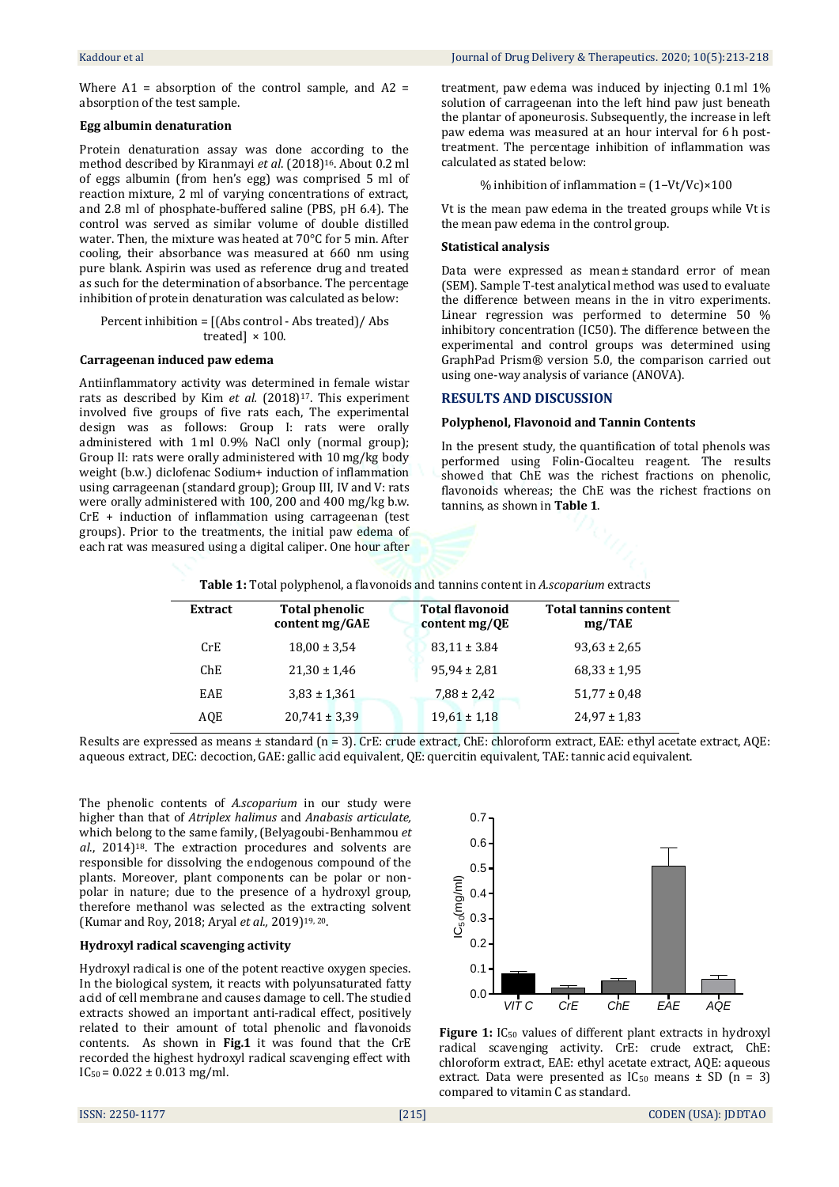Where A1 = absorption of the control sample, and A2 = absorption of the test sample.

### Egg albumin denaturation

Protein denaturation assay was done according to the method described by Kiranmayi *et al*. (2018)[16]. About 0.2 ml of eggs albumin (from hen's egg) was comprised 5 ml of reaction mixture, 2 ml of varying concentrations of extract, and 2.8 ml of phosphate-buffered saline (PBS, pH 6.4). The control was served as similar volume of double distilled water. Then, the mixture was heated at 70°C for 5 min. After cooling, their absorbance was measured at 660 nm using pure blank. Aspirin was used as reference drug and treated as such for the determination of absorbance. The percentage inhibition of protein denaturation was calculated as below:

Percent inhibition = [(Abs control - Abs treated)/ Abs treated] × 100.

### Carrageenan induced paw edema

Antiinflammatory activity was determined in female wistar rats as described by Kim *et al.* (2018)[17]. This experiment involved five groups of five rats each, The experimental design was as follows: Group I: rats were orally administered with 1 ml 0.9% NaCl only (normal group); Group II: rats were orally administered with 10 mg/kg body weight (b.w.) diclofenac Sodium+ induction of inflammation using carrageenan (standard group); Group III, IV and V: rats were orally administered with 100, 200 and 400 mg/kg b.w. CrE + induction of inflammation using carrageenan (test groups). Prior to the treatments, the initial paw edema of each rat was measured using a digital caliper. One hour after treatment, paw edema was induced by injecting 0.1 ml 1% solution of carrageenan into the left hind paw just beneath the plantar of aponeurosis. Subsequently, the increase in left paw edema was measured at an hour interval for 6 h post-treatment. The percentage inhibition of inflammation was calculated as stated below:

$$\% \text{ inhibition of inflammation} = (1 - Vt/Vc) \times 100$$

Vt is the mean paw edema in the treated groups while Vt is the mean paw edema in the control group.

### Statistical analysis

Data were expressed as mean ± standard error of mean (SEM). Sample T-test analytical method was used to evaluate the difference between means in the in vitro experiments. Linear regression was performed to determine 50 % inhibitory concentration (IC50). The difference between the experimental and control groups was determined using GraphPad Prism® version 5.0, the comparison carried out using one-way analysis of variance (ANOVA).

## RESULTS AND DISCUSSION

### Polyphenol, Flavonoid and Tannin Contents

In the present study, the quantification of total phenols was performed using Folin-Ciocalteu reagent. The results showed that ChE was the richest fractions on phenolic, flavonoids whereas; the ChE was the richest fractions on tannins, as shown in **Table 1**.

**Table 1:** Total polyphenol, a flavonoids and tannins content in *A.scoparium* extracts

| Extract | Total phenolic content mg/GAE | Total flavonoid content mg/QE | Total tannins content mg/TAE |
|---|---|---|---|
| CrE | 18,00 ± 3,54 | 83,11 ± 3.84 | 93,63 ± 2,65 |
| ChE | 21,30 ± 1,46 | 95,94 ± 2,81 | 68,33 ± 1,95 |
| EAE | 3,83 ± 1,361 | 7,88 ± 2,42 | 51,77 ± 0,48 |
| AQE | 20,741 ± 3,39 | 19,61 ± 1,18 | 24,97 ± 1,83 |

Results are expressed as means ± standard (n = 3). CrE: crude extract, ChE: chloroform extract, EAE: ethyl acetate extract, AQE: aqueous extract, DEC: decoction, GAE: gallic acid equivalent, QE: quercitin equivalent, TAE: tannic acid equivalent.

The phenolic contents of *A.scoparium* in our study were higher than that of *Atriplex halimus* and *Anabasis articulate,* which belong to the same family, (Belyagoubi-Benhammou *et al.*, 2014)[18]. The extraction procedures and solvents are responsible for dissolving the endogenous compound of the plants. Moreover, plant components can be polar or non-polar in nature; due to the presence of a hydroxyl group, therefore methanol was selected as the extracting solvent (Kumar and Roy, 2018; Aryal *et al.,* 2019)[19, 20].

### Hydroxyl radical scavenging activity

Hydroxyl radical is one of the potent reactive oxygen species. In the biological system, it reacts with polyunsaturated fatty acid of cell membrane and causes damage to cell. The studied extracts showed an important anti-radical effect, positively related to their amount of total phenolic and flavonoids contents. As shown in **Fig.1** it was found that the CrE recorded the highest hydroxyl radical scavenging effect with $IC_{50}$ = 0.022 ± 0.013 mg/ml.

**Figure 1:** $IC_{50}$ values of different plant extracts in hydroxyl radical scavenging activity. CrE: crude extract, ChE: chloroform extract, EAE: ethyl acetate extract, AQE: aqueous extract. Data were presented as $IC_{50}$ means ± SD (n = 3) compared to vitamin C as standard.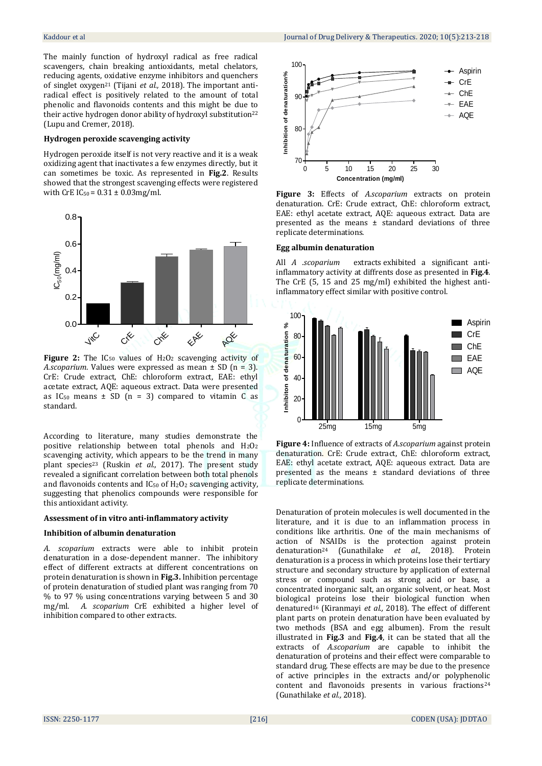The mainly function of hydroxyl radical as free radical scavengers, chain breaking antioxidants, metal chelators, reducing agents, oxidative enzyme inhibitors and quenchers of singlet oxygen[21] (Tijani *et al.,* 2018). The important anti-radical effect is positively related to the amount of total phenolic and flavonoids contents and this might be due to their active hydrogen donor ability of hydroxyl substitution[22] (Lupu and Cremer, 2018).

#### Hydrogen peroxide scavenging activity

Hydrogen peroxide itself is not very reactive and it is a weak oxidizing agent that inactivates a few enzymes directly, but it can sometimes be toxic. As represented in **Fig.2**. Results showed that the strongest scavenging effects were registered with CrE $IC_{50}$ = 0.31 ± 0.03mg/ml.

**Figure 2:** The $IC_{50}$ values of $H_2O_2$ scavenging activity of *A.scoparium.* Values were expressed as mean ± SD (n = 3). CrE: Crude extract, ChE: chloroform extract, EAE: ethyl acetate extract, AQE: aqueous extract. Data were presented as $IC_{50}$ means ± SD (n = 3) compared to vitamin C as standard.

According to literature, many studies demonstrate the positive relationship between total phenols and $H_2O_2$ scavenging activity, which appears to be the trend in many plant species[23] (Ruskin *et al.,* 2017). The present study revealed a significant correlation between both total phenols and flavonoids contents and $IC_{50}$ of $H_2O_2$ scavenging activity, suggesting that phenolics compounds were responsible for this antioxidant activity.

#### Assessment of in vitro anti-inflammatory activity

#### Inhibition of albumin denaturation

*A. scoparium* extracts were able to inhibit protein denaturation in a dose-dependent manner. The inhibitory effect of different extracts at different concentrations on protein denaturation is shown in **Fig.3.** Inhibition percentage of protein denaturation of studied plant was ranging from 70 % to 97 % using concentrations varying between 5 and 30 mg/ml. *A. scoparium* CrE exhibited a higher level of inhibition compared to other extracts.

**Figure 3:** Effects of *A.scoparium* extracts on protein denaturation. CrE: Crude extract, ChE: chloroform extract, EAE: ethyl acetate extract, AQE: aqueous extract. Data are presented as the means ± standard deviations of three replicate determinations.

#### Egg albumin denaturation

All *A .scoparium* extracts exhibited a significant anti-inflammatory activity at diffrents dose as presented in **Fig.4**. The CrE (5, 15 and 25 mg/ml) exhibited the highest anti-inflammatory effect similar with positive control.

**Figure 4:** Influence of extracts of *A.scoparium* against protein denaturation. CrE: Crude extract, ChE: chloroform extract, EAE: ethyl acetate extract, AQE: aqueous extract. Data are presented as the means ± standard deviations of three replicate determinations.

Denaturation of protein molecules is well documented in the literature, and it is due to an inflammation process in conditions like arthritis. One of the main mechanisms of action of NSAIDs is the protection against protein denaturation[24] (Gunathilake *et al.,* 2018). Protein denaturation is a process in which proteins lose their tertiary structure and secondary structure by application of external stress or compound such as strong acid or base, a concentrated inorganic salt, an organic solvent, or heat. Most biological proteins lose their biological function when denatured[16] (Kiranmayi *et al.,* 2018). The effect of different plant parts on protein denaturation have been evaluated by two methods (BSA and egg albumen). From the result illustrated in **Fig.3** and **Fig.4**, it can be stated that all the extracts of *A.scoparium* are capable to inhibit the denaturation of proteins and their effect were comparable to standard drug. These effects are may be due to the presence of active principles in the extracts and/or polyphenolic content and flavonoids presents in various fractions[24] (Gunathilake *et al.,* 2018).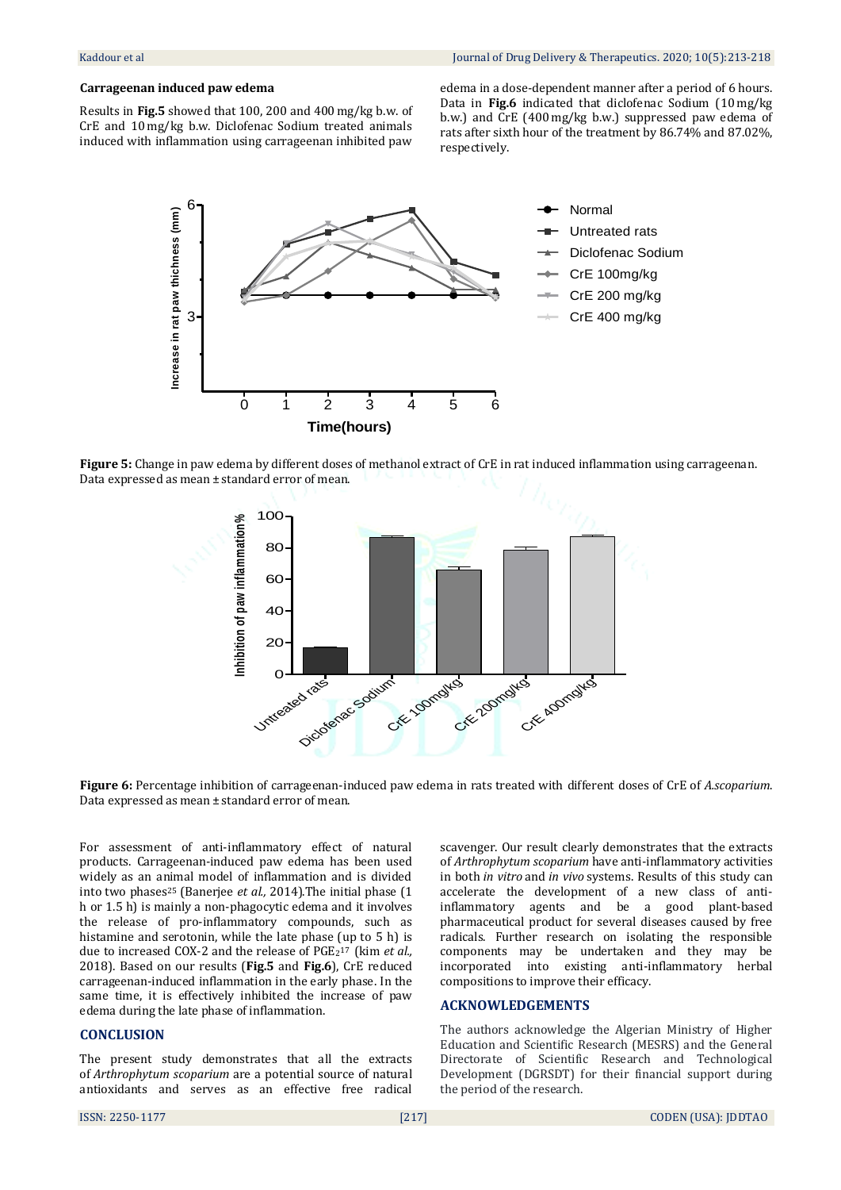### Carrageenan induced paw edema

Results in **Fig.5** showed that 100, 200 and 400 mg/kg b.w. of CrE and 10 mg/kg b.w. Diclofenac Sodium treated animals induced with inflammation using carrageenan inhibited paw edema in a dose-dependent manner after a period of 6 hours. Data in **Fig.6** indicated that diclofenac Sodium (10 mg/kg b.w.) and CrE (400 mg/kg b.w.) suppressed paw edema of rats after sixth hour of the treatment by 86.74% and 87.02%, respectively.

**Figure 5:** Change in paw edema by different doses of methanol extract of CrE in rat induced inflammation using carrageenan. Data expressed as mean ± standard error of mean.

**Figure 6:** Percentage inhibition of carrageenan-induced paw edema in rats treated with different doses of CrE of *A.scoparium*. Data expressed as mean ± standard error of mean.

For assessment of anti-inflammatory effect of natural products. Carrageenan-induced paw edema has been used widely as an animal model of inflammation and is divided into two phases[25] (Banerjee *et al.,* 2014).The initial phase (1 h or 1.5 h) is mainly a non-phagocytic edema and it involves the release of pro-inflammatory compounds, such as histamine and serotonin, while the late phase (up to 5 h) is due to increased COX-2 and the release of $PGE_2$[17] (kim *et al.,* 2018). Based on our results (**Fig.5** and **Fig.6**), CrE reduced carrageenan-induced inflammation in the early phase. In the same time, it is effectively inhibited the increase of paw edema during the late phase of inflammation.

## CONCLUSION

The present study demonstrates that all the extracts of *Arthrophytum scoparium* are a potential source of natural antioxidants and serves as an effective free radical scavenger. Our result clearly demonstrates that the extracts of *Arthrophytum scoparium* have anti-inflammatory activities in both *in vitro* and *in vivo* systems. Results of this study can accelerate the development of a new class of anti-inflammatory agents and be a good plant-based pharmaceutical product for several diseases caused by free radicals. Further research on isolating the responsible components may be undertaken and they may be incorporated into existing anti-inflammatory herbal compositions to improve their efficacy.

## ACKNOWLEDGEMENTS

The authors acknowledge the Algerian Ministry of Higher Education and Scientific Research (MESRS) and the General Directorate of Scientific Research and Technological Development (DGRSDT) for their financial support during the period of the research.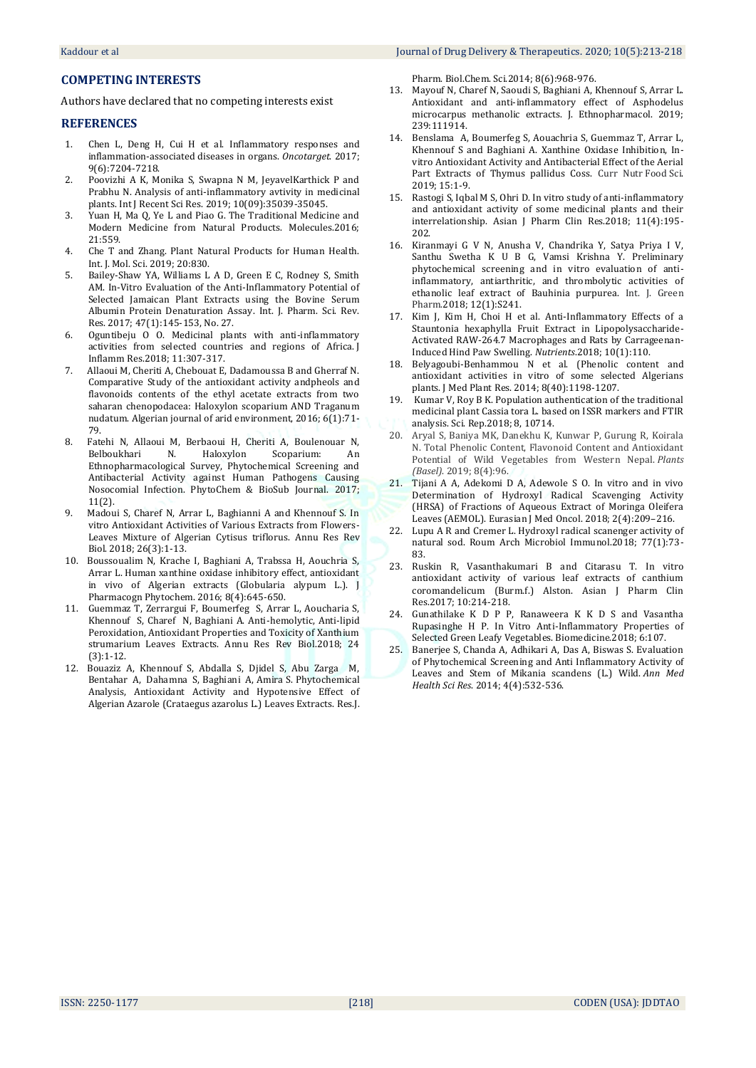## COMPETING INTERESTS

Authors have declared that no competing interests exist

## REFERENCES

1. Chen L, Deng H, Cui H et al. Inflammatory responses and inflammation-associated diseases in organs. *Oncotarget*. 2017; 9(6):7204-7218.
2. Poovizhi A K, Monika S, Swapna N M, JeyavelKarthick P and Prabhu N. Analysis of anti-inflammatory avtivity in medicinal plants. Int J Recent Sci Res. 2019; 10(09):35039-35045.
3. Yuan H, Ma Q, Ye L and Piao G. The Traditional Medicine and Modern Medicine from Natural Products. Molecules.2016; 21:559.
4. Che T and Zhang. Plant Natural Products for Human Health. Int. J. Mol. Sci. 2019; 20:830.
5. Bailey-Shaw YA, Williams L A D, Green E C, Rodney S, Smith AM. In-Vitro Evaluation of the Anti-Inflammatory Potential of Selected Jamaican Plant Extracts using the Bovine Serum Albumin Protein Denaturation Assay. Int. J. Pharm. Sci. Rev. Res. 2017; 47(1):145-153, No. 27.
6. Oguntibeju O O. Medicinal plants with anti-inflammatory activities from selected countries and regions of Africa. J Inflamm Res.2018; 11:307-317.
7. Allaoui M, Cheriti A, Chebouat E, Dadamoussa B and Gherraf N. Comparative Study of the antioxidant activity andpheols and flavonoids contents of the ethyl acetate extracts from two saharan chenopodacea: Haloxylon scoparium AND Traganum nudatum. Algerian journal of arid environment, 2016; 6(1):71-79.
8. Fatehi N, Allaoui M, Berbaoui H, Cheriti A, Boulenouar N, Belboukhari N. Haloxylon Scoparium: An Ethnopharmacological Survey, Phytochemical Screening and Antibacterial Activity against Human Pathogens Causing Nosocomial Infection. PhytoChem & BioSub Journal. 2017; 11(2).
9. Madoui S, Charef N, Arrar L, Baghianni A and Khennouf S. In vitro Antioxidant Activities of Various Extracts from Flowers-Leaves Mixture of Algerian Cytisus triflorus. Annu Res Rev Biol. 2018; 26(3):1-13.
10. Boussoualim N, Krache I, Baghiani A, Trabssa H, Aouchria S, Arrar L. Human xanthine oxidase inhibitory effect, antioxidant in vivo of Algerian extracts (Globularia alypum L.). J Pharmacogn Phytochem. 2016; 8(4):645-650.
11. Guemmaz T, Zerrargui F, Boumerfeg S, Arrar L, Aoucharia S, Khennouf S, Charef N, Baghiani A. Anti-hemolytic, Anti-lipid Peroxidation, Antioxidant Properties and Toxicity of Xanthium strumarium Leaves Extracts. Annu Res Rev Biol.2018; 24 (3):1-12.
12. Bouaziz A, Khennouf S, Abdalla S, Djidel S, Abu Zarga M, Bentahar A, Dahamna S, Baghiani A, Amira S. Phytochemical Analysis, Antioxidant Activity and Hypotensive Effect of Algerian Azarole (Crataegus azarolus L.) Leaves Extracts. Res.J. Pharm. Biol.Chem. Sci.2014; 8(6):968-976.
13. Mayouf N, Charef N, Saoudi S, Baghiani A, Khennouf S, Arrar L. Antioxidant and anti-inflammatory effect of Asphodelus microcarpus methanolic extracts. J. Ethnopharmacol. 2019; 239:111914.
14. Benslama A, Boumerfeg S, Aouachria S, Guemmaz T, Arrar L, Khennouf S and Baghiani A. Xanthine Oxidase Inhibition, In-vitro Antioxidant Activity and Antibacterial Effect of the Aerial Part Extracts of Thymus pallidus Coss. Curr Nutr Food Sci. 2019; 15:1-9.
15. Rastogi S, Iqbal M S, Ohri D. In vitro study of anti-inflammatory and antioxidant activity of some medicinal plants and their interrelationship. Asian J Pharm Clin Res.2018; 11(4):195-202.
16. Kiranmayi G V N, Anusha V, Chandrika Y, Satya Priya I V, Santhu Swetha K U B G, Vamsi Krishna Y. Preliminary phytochemical screening and in vitro evaluation of anti-inflammatory, antiarthritic, and thrombolytic activities of ethanolic leaf extract of Bauhinia purpurea. Int. J. Green Pharm.2018; 12(1):S241.
17. Kim J, Kim H, Choi H et al. Anti-Inflammatory Effects of a Stauntonia hexaphylla Fruit Extract in Lipopolysaccharide-Activated RAW-264.7 Macrophages and Rats by Carrageenan-Induced Hind Paw Swelling. *Nutrients*.2018; 10(1):110.
18. Belyagoubi-Benhammou N et al. (Phenolic content and antioxidant activities in vitro of some selected Algerians plants. J Med Plant Res. 2014; 8(40):1198-1207.
19. Kumar V, Roy B K. Population authentication of the traditional medicinal plant Cassia tora L. based on ISSR markers and FTIR analysis. Sci. Rep.2018; 8, 10714.
20. Aryal S, Baniya MK, Danekhu K, Kunwar P, Gurung R, Koirala N. Total Phenolic Content, Flavonoid Content and Antioxidant Potential of Wild Vegetables from Western Nepal. *Plants (Basel)*. 2019; 8(4):96.
21. Tijani A A, Adekomi D A, Adewole S O. In vitro and in vivo Determination of Hydroxyl Radical Scavenging Activity (HRSA) of Fractions of Aqueous Extract of Moringa Oleifera Leaves (AEMOL). Eurasian J Med Oncol. 2018; 2(4):209–216.
22. Lupu A R and Cremer L. Hydroxyl radical scanenger activity of natural sod. Roum Arch Microbiol Immunol.2018; 77(1):73-83.
23. Ruskin R, Vasanthakumari B and Citarasu T. In vitro antioxidant activity of various leaf extracts of canthium coromandelicum (Burm.f.) Alston. Asian J Pharm Clin Res.2017; 10:214-218.
24. Gunathilake K D P P, Ranaweera K K D S and Vasantha Rupasinghe H P. In Vitro Anti-Inflammatory Properties of Selected Green Leafy Vegetables. Biomedicine.2018; 6:107.
25. Banerjee S, Chanda A, Adhikari A, Das A, Biswas S. Evaluation of Phytochemical Screening and Anti Inflammatory Activity of Leaves and Stem of Mikania scandens (L.) Wild. *Ann Med Health Sci Res.* 2014; 4(4):532-536.